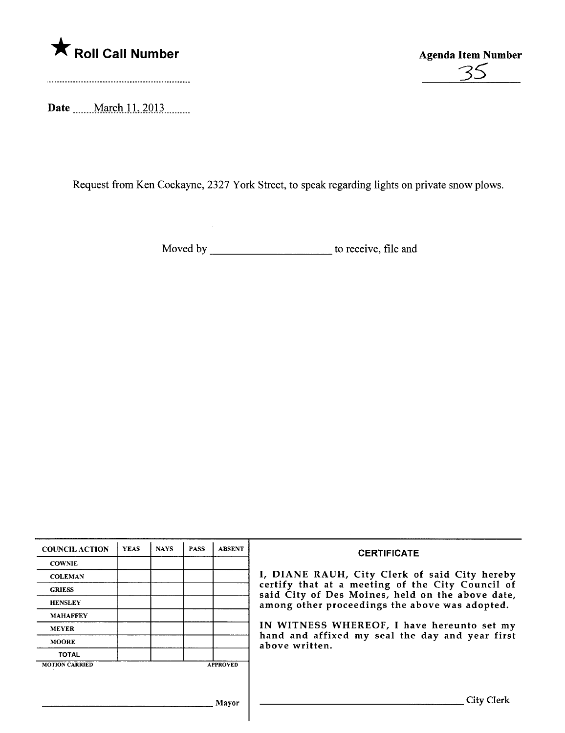★ **Roll Call Number**

**Agenda Item Number**

35

**Date** March 11, 2013

Request from Ken Cockayne, 2327 York Street, to speak regarding lights on private snow plows.

Moved by ____________________ to receive, file and

| COUNCIL ACTION | YEAS | NAYS | PASS | ABSENT |
|---|---|---|---|---|
| COWNIE | | | | |
| COLEMAN | | | | |
| GRIESS | | | | |
| HENSLEY | | | | |
| MAHAFFEY | | | | |
| MEYER | | | | |
| MOORE | | | | |
| TOTAL | | | | |
| MOTION CARRIED | | | | APPROVED |

______________________________ Mayor

**CERTIFICATE**

I, DIANE RAUH, City Clerk of said City hereby certify that at a meeting of the City Council of said City of Des Moines, held on the above date, among other proceedings the above was adopted.

IN WITNESS WHEREOF, I have hereunto set my hand and affixed my seal the day and year first above written.

______________________________ City Clerk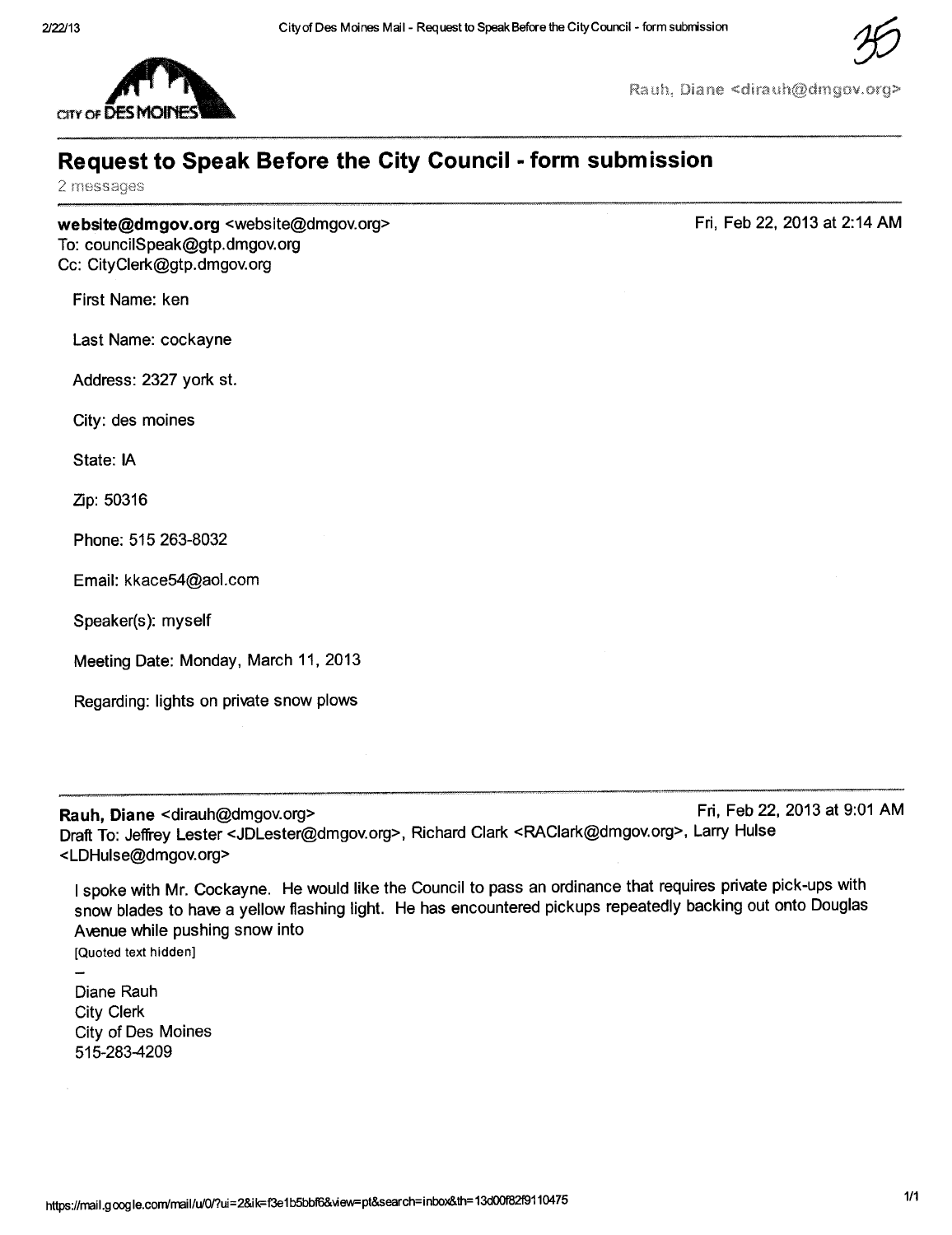CITY OF DES MOINES

Rauh, Diane <dirauh@dmgov.org>

# Request to Speak Before the City Council - form submission

2 messages

**website@dmgov.org** <website@dmgov.org> Fri, Feb 22, 2013 at 2:14 AM
To: councilSpeak@gtp.dmgov.org
Cc: CityClerk@gtp.dmgov.org

First Name: ken

Last Name: cockayne

Address: 2327 york st.

City: des moines

State: IA

Zip: 50316

Phone: 515 263-8032

Email: kkace54@aol.com

Speaker(s): myself

Meeting Date: Monday, March 11, 2013

Regarding: lights on private snow plows

---

**Rauh, Diane** <dirauh@dmgov.org> Fri, Feb 22, 2013 at 9:01 AM
Draft To: Jeffrey Lester <JDLester@dmgov.org>, Richard Clark <RAClark@dmgov.org>, Larry Hulse <LDHulse@dmgov.org>

I spoke with Mr. Cockayne. He would like the Council to pass an ordinance that requires private pick-ups with snow blades to have a yellow flashing light. He has encountered pickups repeatedly backing out onto Douglas Avenue while pushing snow into

[Quoted text hidden]

--
Diane Rauh
City Clerk
City of Des Moines
515-283-4209